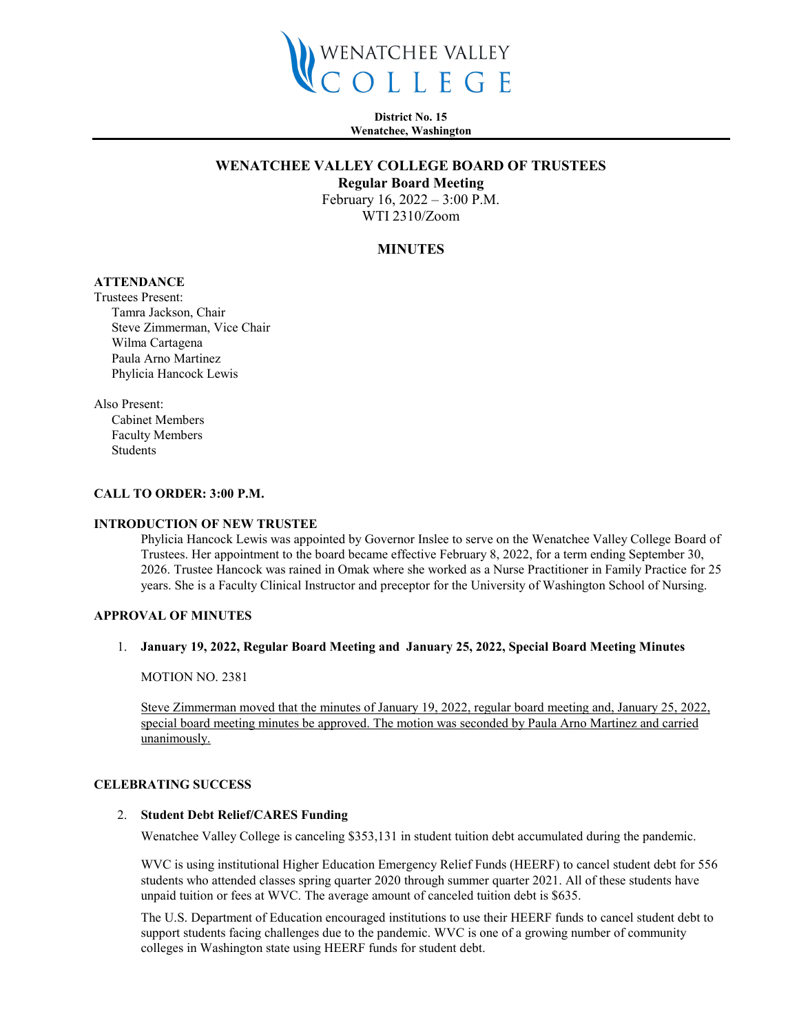WENATCHEE VALLEY COLLEGE

**District No. 15**
**Wenatchee, Washington**

# WENATCHEE VALLEY COLLEGE BOARD OF TRUSTEES

**Regular Board Meeting**
February 16, 2022 – 3:00 P.M.
WTI 2310/Zoom

## MINUTES

**ATTENDANCE**

Trustees Present:
- Tamra Jackson, Chair
- Steve Zimmerman, Vice Chair
- Wilma Cartagena
- Paula Arno Martinez
- Phylicia Hancock Lewis

Also Present:
- Cabinet Members
- Faculty Members
- Students

**CALL TO ORDER: 3:00 P.M.**

**INTRODUCTION OF NEW TRUSTEE**

Phylicia Hancock Lewis was appointed by Governor Inslee to serve on the Wenatchee Valley College Board of Trustees. Her appointment to the board became effective February 8, 2022, for a term ending September 30, 2026. Trustee Hancock was rained in Omak where she worked as a Nurse Practitioner in Family Practice for 25 years. She is a Faculty Clinical Instructor and preceptor for the University of Washington School of Nursing.

**APPROVAL OF MINUTES**

1. **January 19, 2022, Regular Board Meeting and January 25, 2022, Special Board Meeting Minutes**

   MOTION NO. 2381

   Steve Zimmerman moved that the minutes of January 19, 2022, regular board meeting and, January 25, 2022, special board meeting minutes be approved. The motion was seconded by Paula Arno Martinez and carried unanimously.

**CELEBRATING SUCCESS**

2. **Student Debt Relief/CARES Funding**

   Wenatchee Valley College is canceling $353,131 in student tuition debt accumulated during the pandemic.

   WVC is using institutional Higher Education Emergency Relief Funds (HEERF) to cancel student debt for 556 students who attended classes spring quarter 2020 through summer quarter 2021. All of these students have unpaid tuition or fees at WVC. The average amount of canceled tuition debt is $635.

   The U.S. Department of Education encouraged institutions to use their HEERF funds to cancel student debt to support students facing challenges due to the pandemic. WVC is one of a growing number of community colleges in Washington state using HEERF funds for student debt.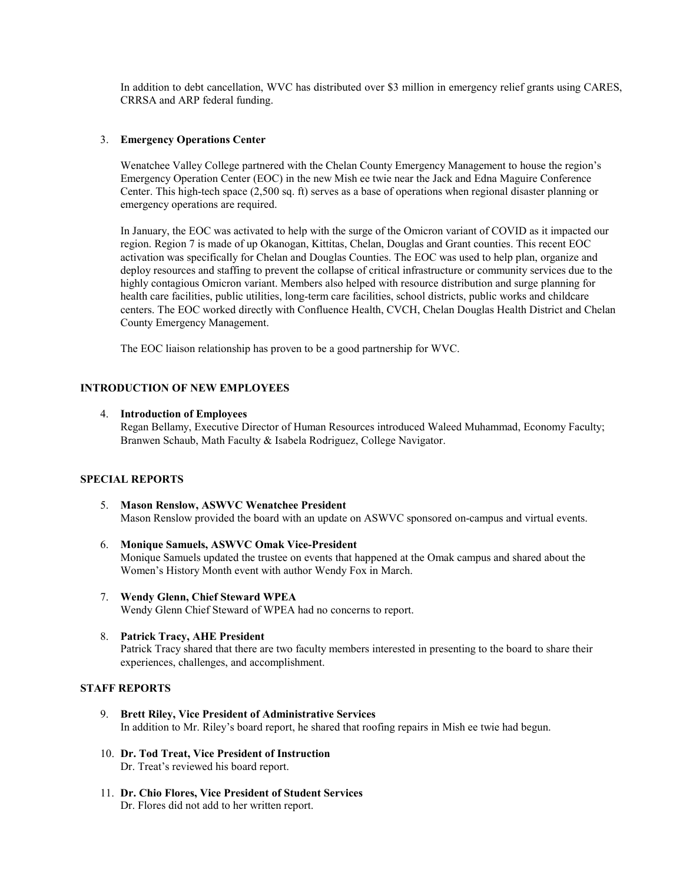In addition to debt cancellation, WVC has distributed over $3 million in emergency relief grants using CARES, CRRSA and ARP federal funding.

3. **Emergency Operations Center**

   Wenatchee Valley College partnered with the Chelan County Emergency Management to house the region's Emergency Operation Center (EOC) in the new Mish ee twie near the Jack and Edna Maguire Conference Center. This high-tech space (2,500 sq. ft) serves as a base of operations when regional disaster planning or emergency operations are required.

   In January, the EOC was activated to help with the surge of the Omicron variant of COVID as it impacted our region. Region 7 is made of up Okanogan, Kittitas, Chelan, Douglas and Grant counties. This recent EOC activation was specifically for Chelan and Douglas Counties. The EOC was used to help plan, organize and deploy resources and staffing to prevent the collapse of critical infrastructure or community services due to the highly contagious Omicron variant. Members also helped with resource distribution and surge planning for health care facilities, public utilities, long-term care facilities, school districts, public works and childcare centers. The EOC worked directly with Confluence Health, CVCH, Chelan Douglas Health District and Chelan County Emergency Management.

   The EOC liaison relationship has proven to be a good partnership for WVC.

## INTRODUCTION OF NEW EMPLOYEES

4. **Introduction of Employees**
   Regan Bellamy, Executive Director of Human Resources introduced Waleed Muhammad, Economy Faculty; Branwen Schaub, Math Faculty & Isabela Rodriguez, College Navigator.

## SPECIAL REPORTS

5. **Mason Renslow, ASWVC Wenatchee President**
   Mason Renslow provided the board with an update on ASWVC sponsored on-campus and virtual events.

6. **Monique Samuels, ASWVC Omak Vice-President**
   Monique Samuels updated the trustee on events that happened at the Omak campus and shared about the Women's History Month event with author Wendy Fox in March.

7. **Wendy Glenn, Chief Steward WPEA**
   Wendy Glenn Chief Steward of WPEA had no concerns to report.

8. **Patrick Tracy, AHE President**
   Patrick Tracy shared that there are two faculty members interested in presenting to the board to share their experiences, challenges, and accomplishment.

## STAFF REPORTS

9. **Brett Riley, Vice President of Administrative Services**
   In addition to Mr. Riley's board report, he shared that roofing repairs in Mish ee twie had begun.

10. **Dr. Tod Treat, Vice President of Instruction**
    Dr. Treat's reviewed his board report.

11. **Dr. Chio Flores, Vice President of Student Services**
    Dr. Flores did not add to her written report.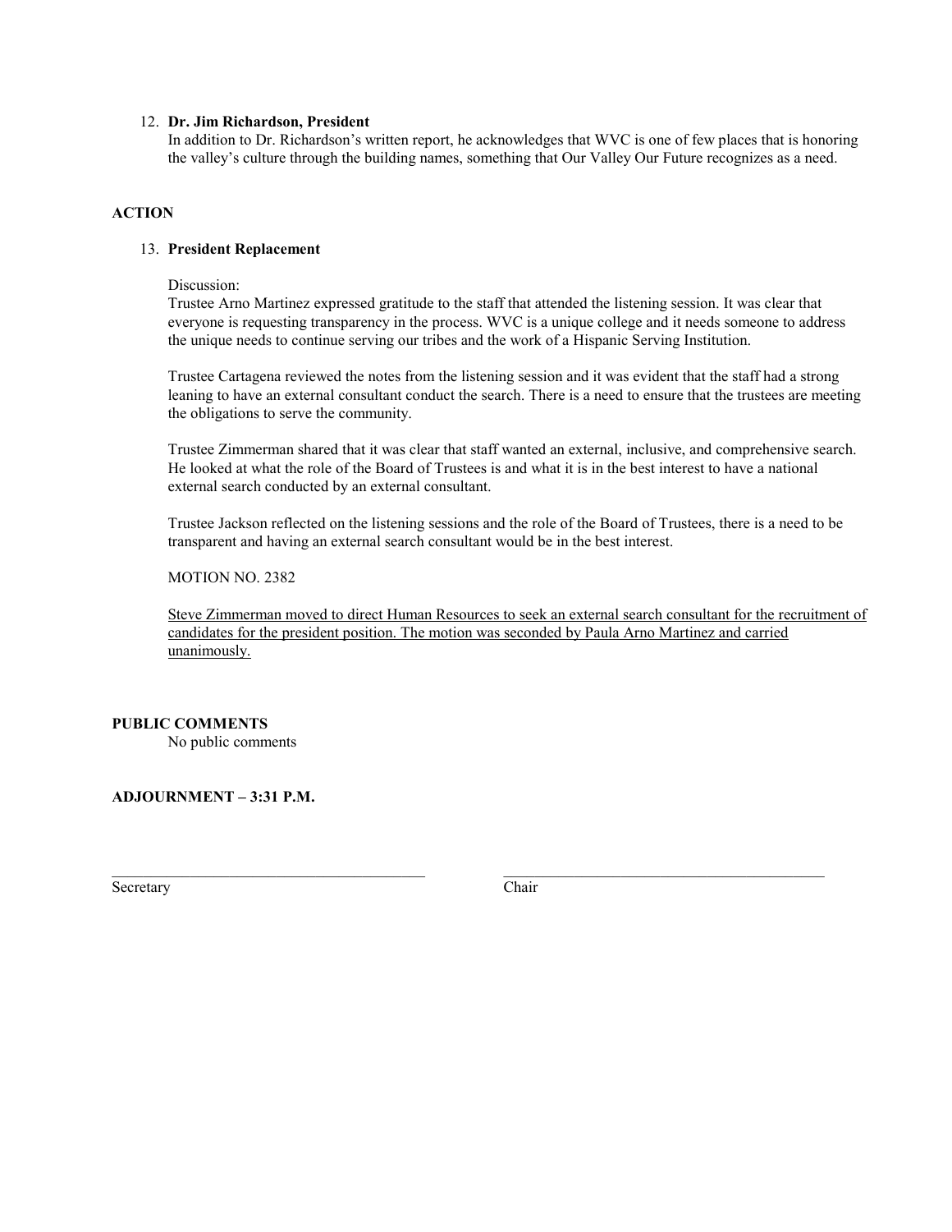12. **Dr. Jim Richardson, President**
    In addition to Dr. Richardson's written report, he acknowledges that WVC is one of few places that is honoring the valley's culture through the building names, something that Our Valley Our Future recognizes as a need.

**ACTION**

13. **President Replacement**

    Discussion:
    Trustee Arno Martinez expressed gratitude to the staff that attended the listening session. It was clear that everyone is requesting transparency in the process. WVC is a unique college and it needs someone to address the unique needs to continue serving our tribes and the work of a Hispanic Serving Institution.

    Trustee Cartagena reviewed the notes from the listening session and it was evident that the staff had a strong leaning to have an external consultant conduct the search. There is a need to ensure that the trustees are meeting the obligations to serve the community.

    Trustee Zimmerman shared that it was clear that staff wanted an external, inclusive, and comprehensive search. He looked at what the role of the Board of Trustees is and what it is in the best interest to have a national external search conducted by an external consultant.

    Trustee Jackson reflected on the listening sessions and the role of the Board of Trustees, there is a need to be transparent and having an external search consultant would be in the best interest.

    MOTION NO. 2382

    <u>Steve Zimmerman moved to direct Human Resources to seek an external search consultant for the recruitment of candidates for the president position. The motion was seconded by Paula Arno Martinez and carried unanimously.</u>

**PUBLIC COMMENTS**
No public comments

**ADJOURNMENT – 3:31 P.M.**

\_\_\_\_\_\_\_\_\_\_\_\_\_\_\_\_\_\_\_\_\_\_\_\_\_\_\_\_\_\_\_\_\_\_\_\_\_\_\_\_\_\_
Secretary

\_\_\_\_\_\_\_\_\_\_\_\_\_\_\_\_\_\_\_\_\_\_\_\_\_\_\_\_\_\_\_\_\_\_\_\_\_\_\_\_\_\_
Chair